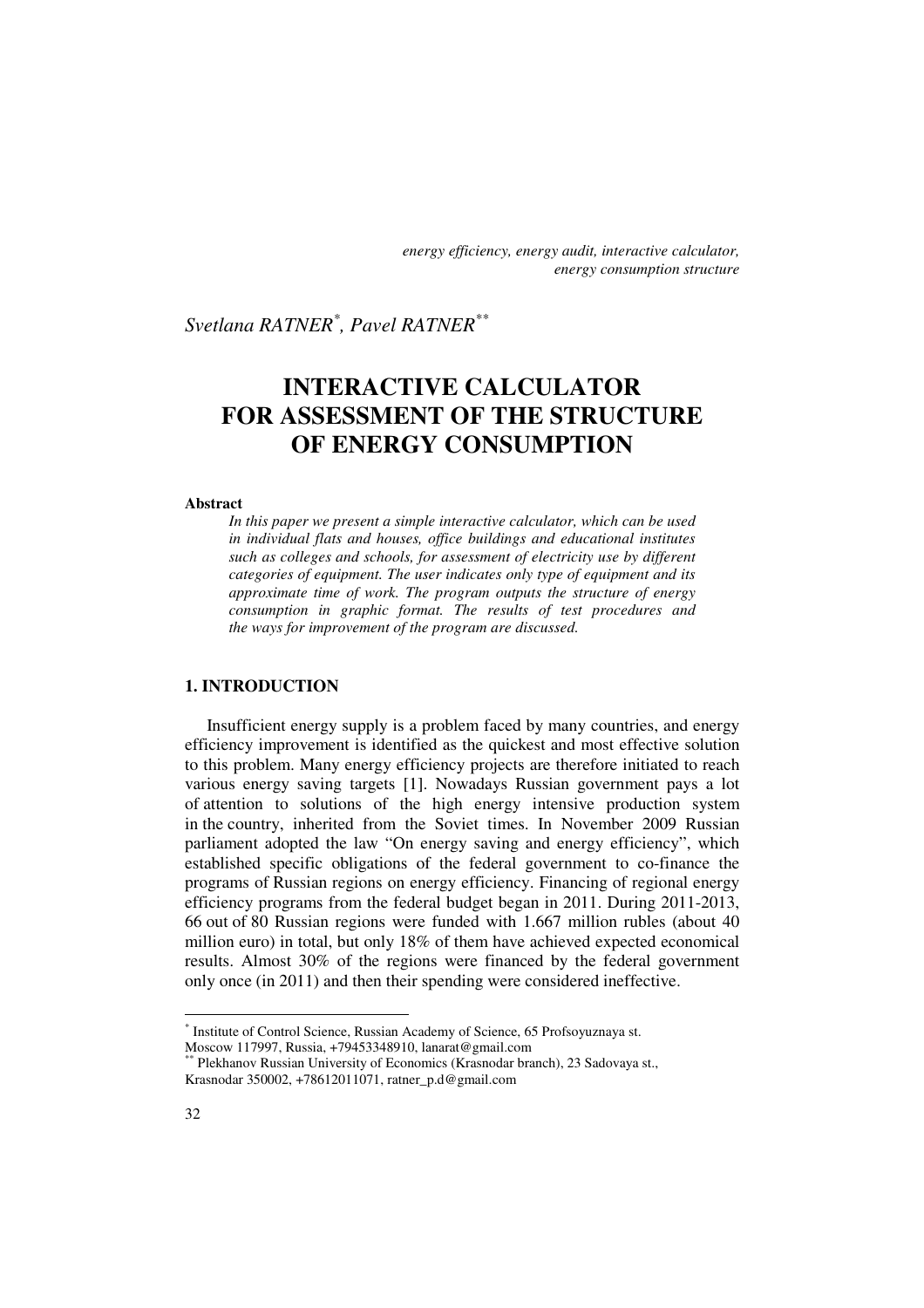*energy efficiency, energy audit, interactive calculator, energy consumption structure*

*Svetlana RATNER[*], Pavel RATNER[**]*

# INTERACTIVE CALCULATOR FOR ASSESSMENT OF THE STRUCTURE OF ENERGY CONSUMPTION

**Abstract**

*In this paper we present a simple interactive calculator, which can be used in individual flats and houses, office buildings and educational institutes such as colleges and schools, for assessment of electricity use by different categories of equipment. The user indicates only type of equipment and its approximate time of work. The program outputs the structure of energy consumption in graphic format. The results of test procedures and the ways for improvement of the program are discussed.*

## 1. INTRODUCTION

Insufficient energy supply is a problem faced by many countries, and energy efficiency improvement is identified as the quickest and most effective solution to this problem. Many energy efficiency projects are therefore initiated to reach various energy saving targets [1]. Nowadays Russian government pays a lot of attention to solutions of the high energy intensive production system in the country, inherited from the Soviet times. In November 2009 Russian parliament adopted the law "On energy saving and energy efficiency", which established specific obligations of the federal government to co-finance the programs of Russian regions on energy efficiency. Financing of regional energy efficiency programs from the federal budget began in 2011. During 2011-2013, 66 out of 80 Russian regions were funded with 1.667 million rubles (about 40 million euro) in total, but only 18% of them have achieved expected economical results. Almost 30% of the regions were financed by the federal government only once (in 2011) and then their spending were considered ineffective.

---

[*] Institute of Control Science, Russian Academy of Science, 65 Profsoyuznaya st. Moscow 117997, Russia, +79453348910, lanarat@gmail.com

[**] Plekhanov Russian University of Economics (Krasnodar branch), 23 Sadovaya st., Krasnodar 350002, +78612011071, ratner_p.d@gmail.com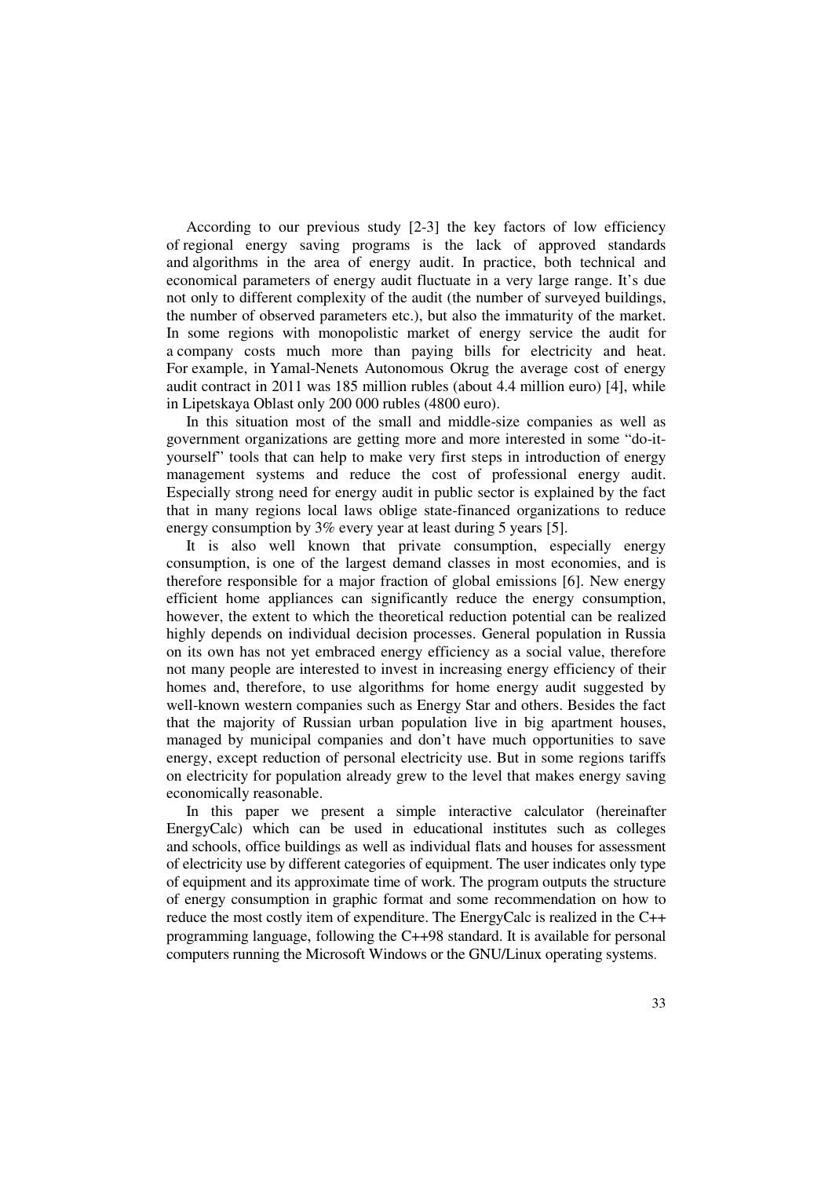According to our previous study [2-3] the key factors of low efficiency of regional energy saving programs is the lack of approved standards and algorithms in the area of energy audit. In practice, both technical and economical parameters of energy audit fluctuate in a very large range. It's due not only to different complexity of the audit (the number of surveyed buildings, the number of observed parameters etc.), but also the immaturity of the market. In some regions with monopolistic market of energy service the audit for a company costs much more than paying bills for electricity and heat. For example, in Yamal-Nenets Autonomous Okrug the average cost of energy audit contract in 2011 was 185 million rubles (about 4.4 million euro) [4], while in Lipetskaya Oblast only 200 000 rubles (4800 euro).

In this situation most of the small and middle-size companies as well as government organizations are getting more and more interested in some "do-it-yourself" tools that can help to make very first steps in introduction of energy management systems and reduce the cost of professional energy audit. Especially strong need for energy audit in public sector is explained by the fact that in many regions local laws oblige state-financed organizations to reduce energy consumption by 3% every year at least during 5 years [5].

It is also well known that private consumption, especially energy consumption, is one of the largest demand classes in most economies, and is therefore responsible for a major fraction of global emissions [6]. New energy efficient home appliances can significantly reduce the energy consumption, however, the extent to which the theoretical reduction potential can be realized highly depends on individual decision processes. General population in Russia on its own has not yet embraced energy efficiency as a social value, therefore not many people are interested to invest in increasing energy efficiency of their homes and, therefore, to use algorithms for home energy audit suggested by well-known western companies such as Energy Star and others. Besides the fact that the majority of Russian urban population live in big apartment houses, managed by municipal companies and don't have much opportunities to save energy, except reduction of personal electricity use. But in some regions tariffs on electricity for population already grew to the level that makes energy saving economically reasonable.

In this paper we present a simple interactive calculator (hereinafter EnergyCalc) which can be used in educational institutes such as colleges and schools, office buildings as well as individual flats and houses for assessment of electricity use by different categories of equipment. The user indicates only type of equipment and its approximate time of work. The program outputs the structure of energy consumption in graphic format and some recommendation on how to reduce the most costly item of expenditure. The EnergyCalc is realized in the C++ programming language, following the C++98 standard. It is available for personal computers running the Microsoft Windows or the GNU/Linux operating systems.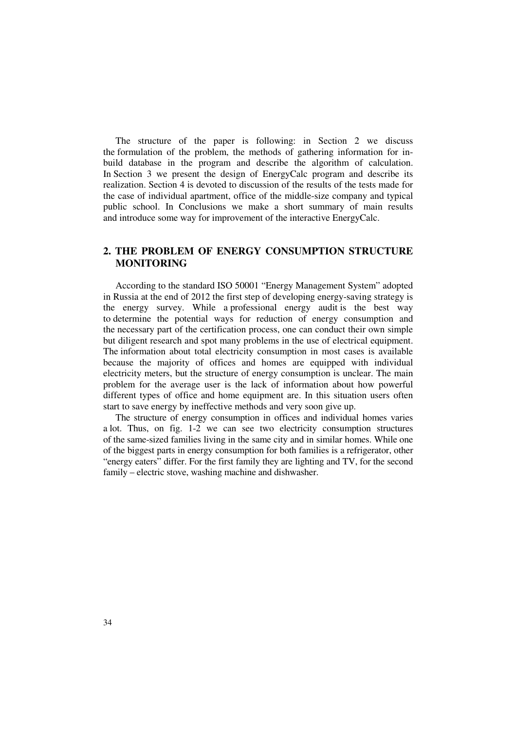The structure of the paper is following: in Section 2 we discuss the formulation of the problem, the methods of gathering information for in-build database in the program and describe the algorithm of calculation. In Section 3 we present the design of EnergyCalc program and describe its realization. Section 4 is devoted to discussion of the results of the tests made for the case of individual apartment, office of the middle-size company and typical public school. In Conclusions we make a short summary of main results and introduce some way for improvement of the interactive EnergyCalc.

## 2. THE PROBLEM OF ENERGY CONSUMPTION STRUCTURE MONITORING

According to the standard ISO 50001 "Energy Management System" adopted in Russia at the end of 2012 the first step of developing energy-saving strategy is the energy survey. While a professional energy audit is the best way to determine the potential ways for reduction of energy consumption and the necessary part of the certification process, one can conduct their own simple but diligent research and spot many problems in the use of electrical equipment. The information about total electricity consumption in most cases is available because the majority of offices and homes are equipped with individual electricity meters, but the structure of energy consumption is unclear. The main problem for the average user is the lack of information about how powerful different types of office and home equipment are. In this situation users often start to save energy by ineffective methods and very soon give up.

The structure of energy consumption in offices and individual homes varies a lot. Thus, on fig. 1-2 we can see two electricity consumption structures of the same-sized families living in the same city and in similar homes. While one of the biggest parts in energy consumption for both families is a refrigerator, other "energy eaters" differ. For the first family they are lighting and TV, for the second family – electric stove, washing machine and dishwasher.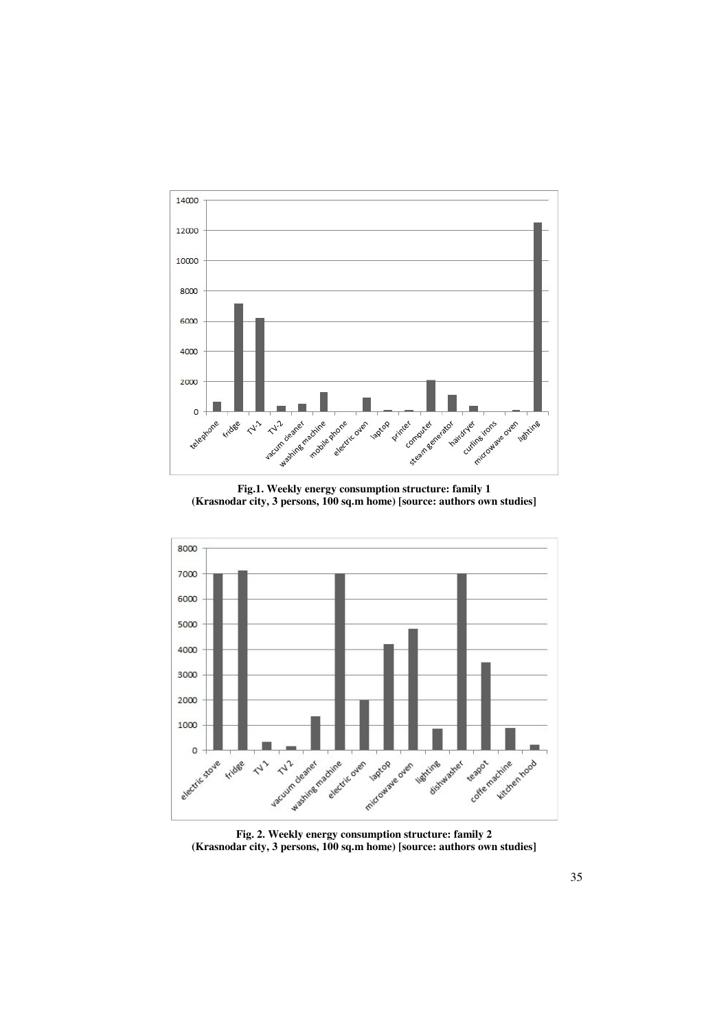**Fig.1. Weekly energy consumption structure: family 1 (Krasnodar city, 3 persons, 100 sq.m home) [source: authors own studies]**

**Fig. 2. Weekly energy consumption structure: family 2 (Krasnodar city, 3 persons, 100 sq.m home) [source: authors own studies]**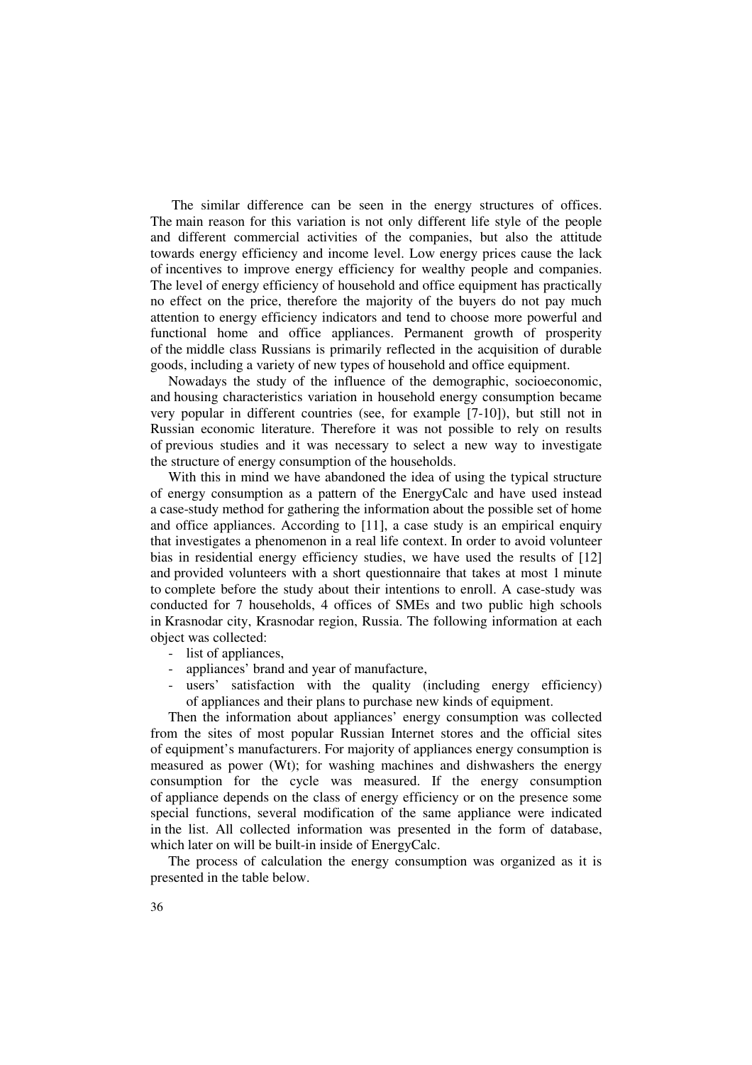The similar difference can be seen in the energy structures of offices. The main reason for this variation is not only different life style of the people and different commercial activities of the companies, but also the attitude towards energy efficiency and income level. Low energy prices cause the lack of incentives to improve energy efficiency for wealthy people and companies. The level of energy efficiency of household and office equipment has practically no effect on the price, therefore the majority of the buyers do not pay much attention to energy efficiency indicators and tend to choose more powerful and functional home and office appliances. Permanent growth of prosperity of the middle class Russians is primarily reflected in the acquisition of durable goods, including a variety of new types of household and office equipment.

Nowadays the study of the influence of the demographic, socioeconomic, and housing characteristics variation in household energy consumption became very popular in different countries (see, for example [7-10]), but still not in Russian economic literature. Therefore it was not possible to rely on results of previous studies and it was necessary to select a new way to investigate the structure of energy consumption of the households.

With this in mind we have abandoned the idea of using the typical structure of energy consumption as a pattern of the EnergyCalc and have used instead a case-study method for gathering the information about the possible set of home and office appliances. According to [11], a case study is an empirical enquiry that investigates a phenomenon in a real life context. In order to avoid volunteer bias in residential energy efficiency studies, we have used the results of [12] and provided volunteers with a short questionnaire that takes at most 1 minute to complete before the study about their intentions to enroll. A case-study was conducted for 7 households, 4 offices of SMEs and two public high schools in Krasnodar city, Krasnodar region, Russia. The following information at each object was collected:

- list of appliances,
- appliances' brand and year of manufacture,
- users' satisfaction with the quality (including energy efficiency) of appliances and their plans to purchase new kinds of equipment.

Then the information about appliances' energy consumption was collected from the sites of most popular Russian Internet stores and the official sites of equipment's manufacturers. For majority of appliances energy consumption is measured as power (Wt); for washing machines and dishwashers the energy consumption for the cycle was measured. If the energy consumption of appliance depends on the class of energy efficiency or on the presence some special functions, several modification of the same appliance were indicated in the list. All collected information was presented in the form of database, which later on will be built-in inside of EnergyCalc.

The process of calculation the energy consumption was organized as it is presented in the table below.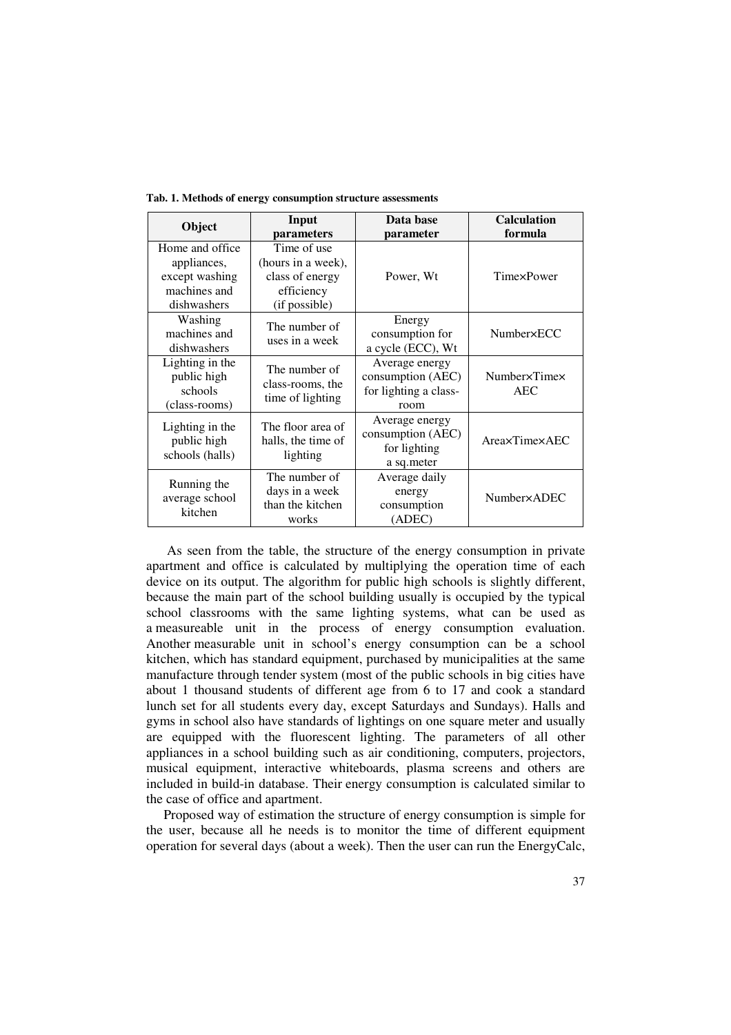**Tab. 1. Methods of energy consumption structure assessments**

| Object | Input parameters | Data base parameter | Calculation formula |
|---|---|---|---|
| Home and office appliances, except washing machines and dishwashers | Time of use (hours in a week), class of energy efficiency (if possible) | Power, Wt | Time×Power |
| Washing machines and dishwashers | The number of uses in a week | Energy consumption for a cycle (ECC), Wt | Number×ECC |
| Lighting in the public high schools (class-rooms) | The number of class-rooms, the time of lighting | Average energy consumption (AEC) for lighting a class-room | Number×Time× AEC |
| Lighting in the public high schools (halls) | The floor area of halls, the time of lighting | Average energy consumption (AEC) for lighting a sq.meter | Area×Time×AEC |
| Running the average school kitchen | The number of days in a week than the kitchen works | Average daily energy consumption (ADEC) | Number×ADEC |

As seen from the table, the structure of the energy consumption in private apartment and office is calculated by multiplying the operation time of each device on its output. The algorithm for public high schools is slightly different, because the main part of the school building usually is occupied by the typical school classrooms with the same lighting systems, what can be used as a measureable unit in the process of energy consumption evaluation. Another measurable unit in school's energy consumption can be a school kitchen, which has standard equipment, purchased by municipalities at the same manufacture through tender system (most of the public schools in big cities have about 1 thousand students of different age from 6 to 17 and cook a standard lunch set for all students every day, except Saturdays and Sundays). Halls and gyms in school also have standards of lightings on one square meter and usually are equipped with the fluorescent lighting. The parameters of all other appliances in a school building such as air conditioning, computers, projectors, musical equipment, interactive whiteboards, plasma screens and others are included in build-in database. Their energy consumption is calculated similar to the case of office and apartment.

Proposed way of estimation the structure of energy consumption is simple for the user, because all he needs is to monitor the time of different equipment operation for several days (about a week). Then the user can run the EnergyCalc,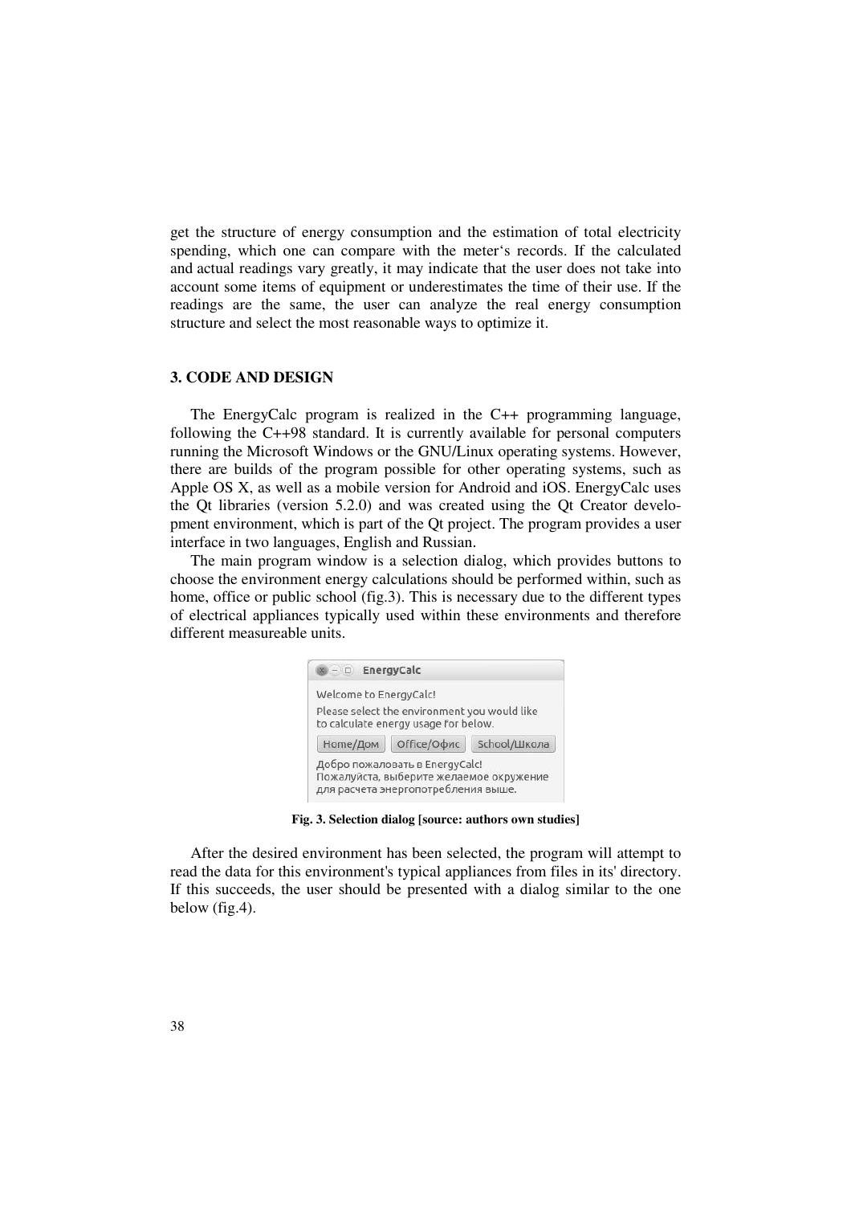get the structure of energy consumption and the estimation of total electricity spending, which one can compare with the meter's records. If the calculated and actual readings vary greatly, it may indicate that the user does not take into account some items of equipment or underestimates the time of their use. If the readings are the same, the user can analyze the real energy consumption structure and select the most reasonable ways to optimize it.

## 3. CODE AND DESIGN

The EnergyCalc program is realized in the C++ programming language, following the C++98 standard. It is currently available for personal computers running the Microsoft Windows or the GNU/Linux operating systems. However, there are builds of the program possible for other operating systems, such as Apple OS X, as well as a mobile version for Android and iOS. EnergyCalc uses the Qt libraries (version 5.2.0) and was created using the Qt Creator development environment, which is part of the Qt project. The program provides a user interface in two languages, English and Russian.

The main program window is a selection dialog, which provides buttons to choose the environment energy calculations should be performed within, such as home, office or public school (fig.3). This is necessary due to the different types of electrical appliances typically used within these environments and therefore different measureable units.

**Fig. 3. Selection dialog [source: authors own studies]**

After the desired environment has been selected, the program will attempt to read the data for this environment's typical appliances from files in its' directory. If this succeeds, the user should be presented with a dialog similar to the one below (fig.4).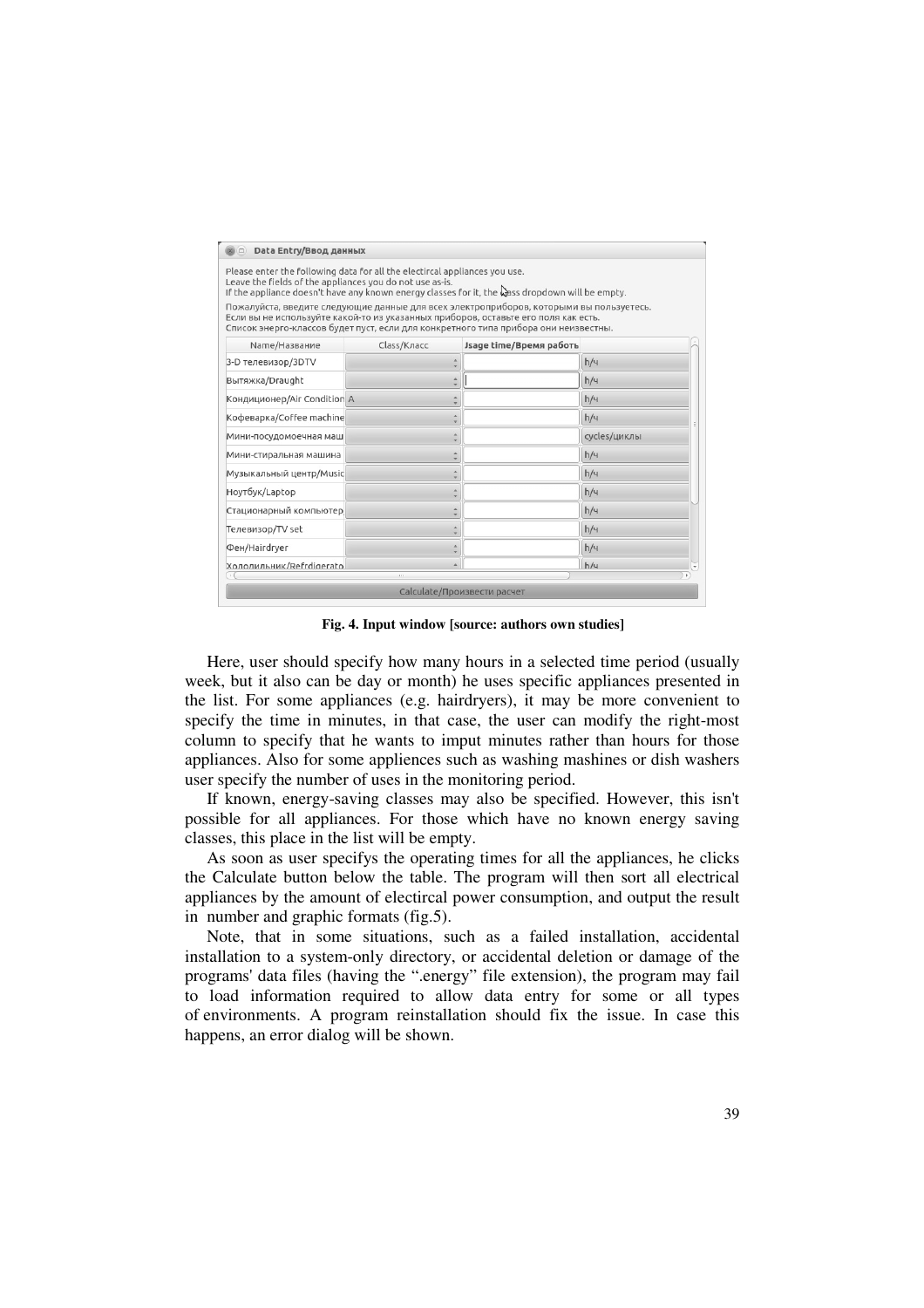Fig. 4. Input window [source: authors own studies]

Here, user should specify how many hours in a selected time period (usually week, but it also can be day or month) he uses specific appliances presented in the list. For some appliances (e.g. hairdryers), it may be more convenient to specify the time in minutes, in that case, the user can modify the right-most column to specify that he wants to imput minutes rather than hours for those appliences. Also for some appliences such as washing mashines or dish washers user specify the number of uses in the monitoring period.

If known, energy-saving classes may also be specified. However, this isn't possible for all appliances. For those which have no known energy saving classes, this place in the list will be empty.

As soon as user specifys the operating times for all the appliances, he clicks the Calculate button below the table. The program will then sort all electrical appliances by the amount of electircal power consumption, and output the result in number and graphic formats (fig.5).

Note, that in some situations, such as a failed installation, accidental installation to a system-only directory, or accidental deletion or damage of the programs' data files (having the ".energy" file extension), the program may fail to load information required to allow data entry for some or all types of environments. A program reinstallation should fix the issue. In case this happens, an error dialog will be shown.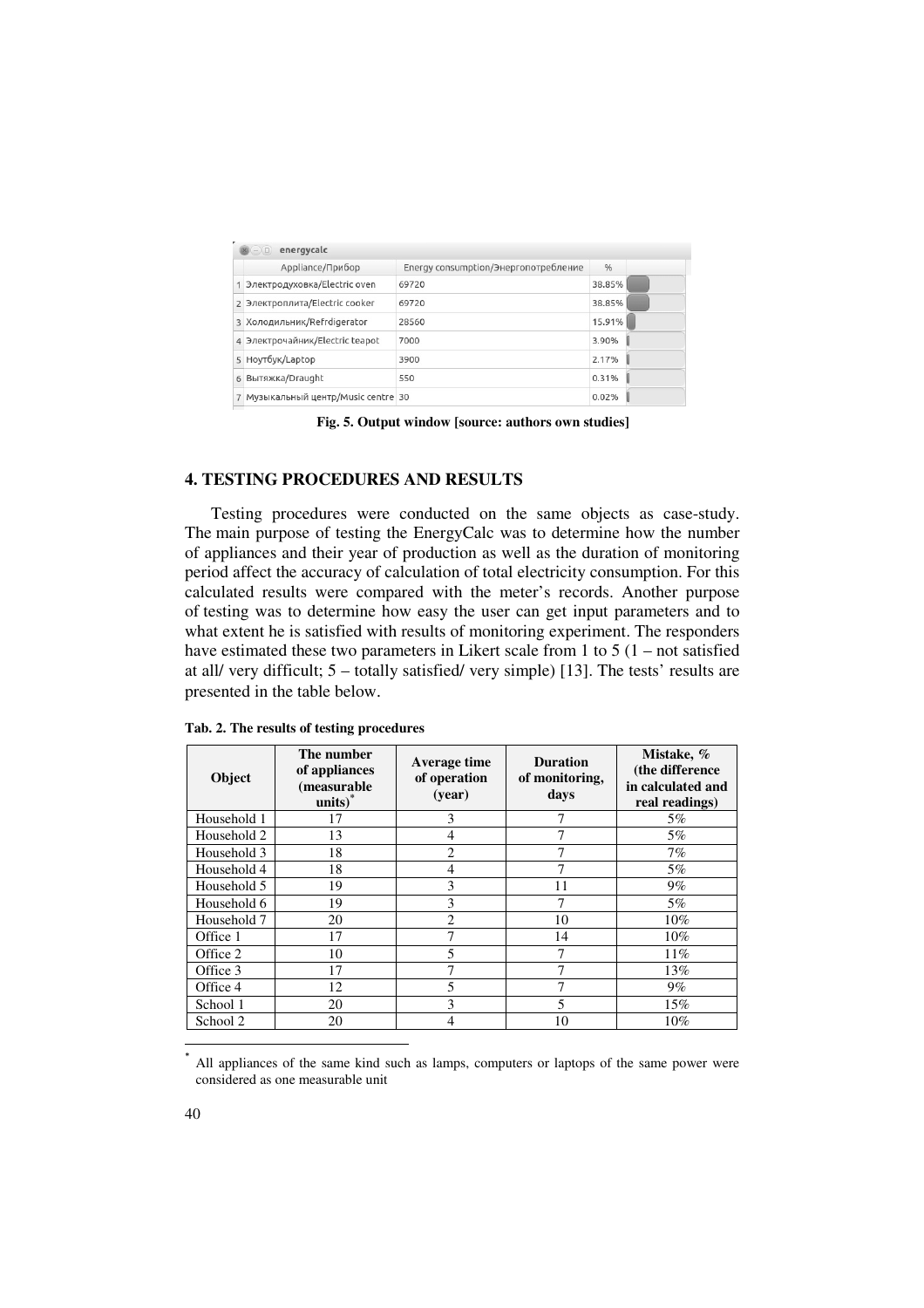| | Appliance/Прибор | Energy consumption/Энергопотребление | % |
|---|---|---|---|
| 1 | Электродуховка/Electric oven | 69720 | 38.85% |
| 2 | Электроплита/Electric cooker | 69720 | 38.85% |
| 3 | Холодильник/Refrdigerator | 28560 | 15.91% |
| 4 | Электрочайник/Electric teapot | 7000 | 3.90% |
| 5 | Ноутбук/Laptop | 3900 | 2.17% |
| 6 | Вытяжка/Draught | 550 | 0.31% |
| 7 | Музыкальный центр/Music centre | 30 | 0.02% |

**Fig. 5. Output window [source: authors own studies]**

## 4. TESTING PROCEDURES AND RESULTS

Testing procedures were conducted on the same objects as case-study. The main purpose of testing the EnergyCalc was to determine how the number of appliances and their year of production as well as the duration of monitoring period affect the accuracy of calculation of total electricity consumption. For this calculated results were compared with the meter's records. Another purpose of testing was to determine how easy the user can get input parameters and to what extent he is satisfied with results of monitoring experiment. The responders have estimated these two parameters in Likert scale from 1 to 5 (1 – not satisfied at all/ very difficult; 5 – totally satisfied/ very simple) [13]. The tests' results are presented in the table below.

**Tab. 2. The results of testing procedures**

| Object | The number of appliances (measurable units)* | Average time of operation (year) | Duration of monitoring, days | Mistake, % (the difference in calculated and real readings) |
|---|---|---|---|---|
| Household 1 | 17 | 3 | 7 | 5% |
| Household 2 | 13 | 4 | 7 | 5% |
| Household 3 | 18 | 2 | 7 | 7% |
| Household 4 | 18 | 4 | 7 | 5% |
| Household 5 | 19 | 3 | 11 | 9% |
| Household 6 | 19 | 3 | 7 | 5% |
| Household 7 | 20 | 2 | 10 | 10% |
| Office 1 | 17 | 7 | 14 | 10% |
| Office 2 | 10 | 5 | 7 | 11% |
| Office 3 | 17 | 7 | 7 | 13% |
| Office 4 | 12 | 5 | 7 | 9% |
| School 1 | 20 | 3 | 5 | 15% |
| School 2 | 20 | 4 | 10 | 10% |

\* All appliances of the same kind such as lamps, computers or laptops of the same power were considered as one measurable unit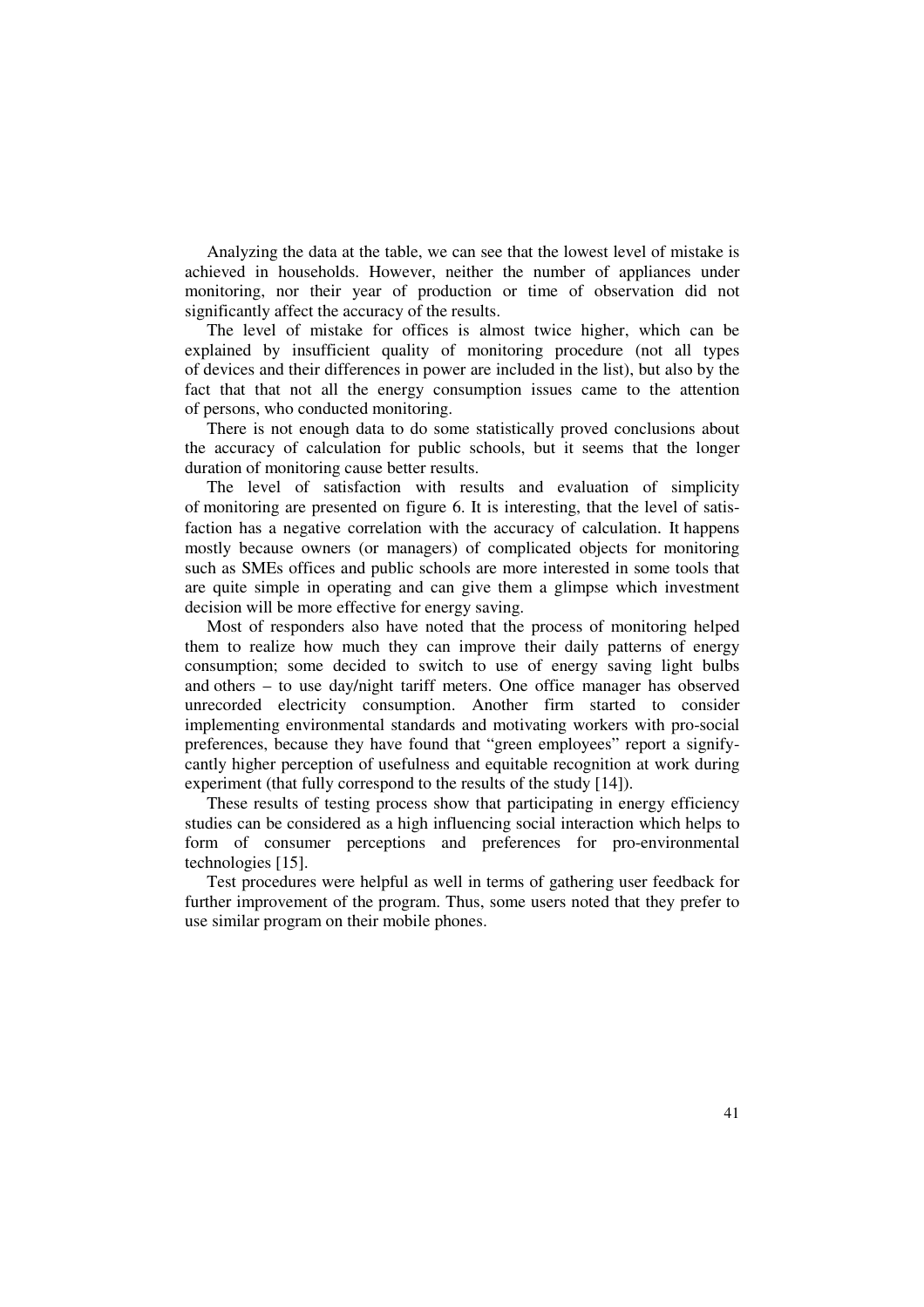Analyzing the data at the table, we can see that the lowest level of mistake is achieved in households. However, neither the number of appliances under monitoring, nor their year of production or time of observation did not significantly affect the accuracy of the results.

The level of mistake for offices is almost twice higher, which can be explained by insufficient quality of monitoring procedure (not all types of devices and their differences in power are included in the list), but also by the fact that that not all the energy consumption issues came to the attention of persons, who conducted monitoring.

There is not enough data to do some statistically proved conclusions about the accuracy of calculation for public schools, but it seems that the longer duration of monitoring cause better results.

The level of satisfaction with results and evaluation of simplicity of monitoring are presented on figure 6. It is interesting, that the level of satisfaction has a negative correlation with the accuracy of calculation. It happens mostly because owners (or managers) of complicated objects for monitoring such as SMEs offices and public schools are more interested in some tools that are quite simple in operating and can give them a glimpse which investment decision will be more effective for energy saving.

Most of responders also have noted that the process of monitoring helped them to realize how much they can improve their daily patterns of energy consumption; some decided to switch to use of energy saving light bulbs and others – to use day/night tariff meters. One office manager has observed unrecorded electricity consumption. Another firm started to consider implementing environmental standards and motivating workers with pro-social preferences, because they have found that "green employees" report a significantly higher perception of usefulness and equitable recognition at work during experiment (that fully correspond to the results of the study [14]).

These results of testing process show that participating in energy efficiency studies can be considered as a high influencing social interaction which helps to form of consumer perceptions and preferences for pro-environmental technologies [15].

Test procedures were helpful as well in terms of gathering user feedback for further improvement of the program. Thus, some users noted that they prefer to use similar program on their mobile phones.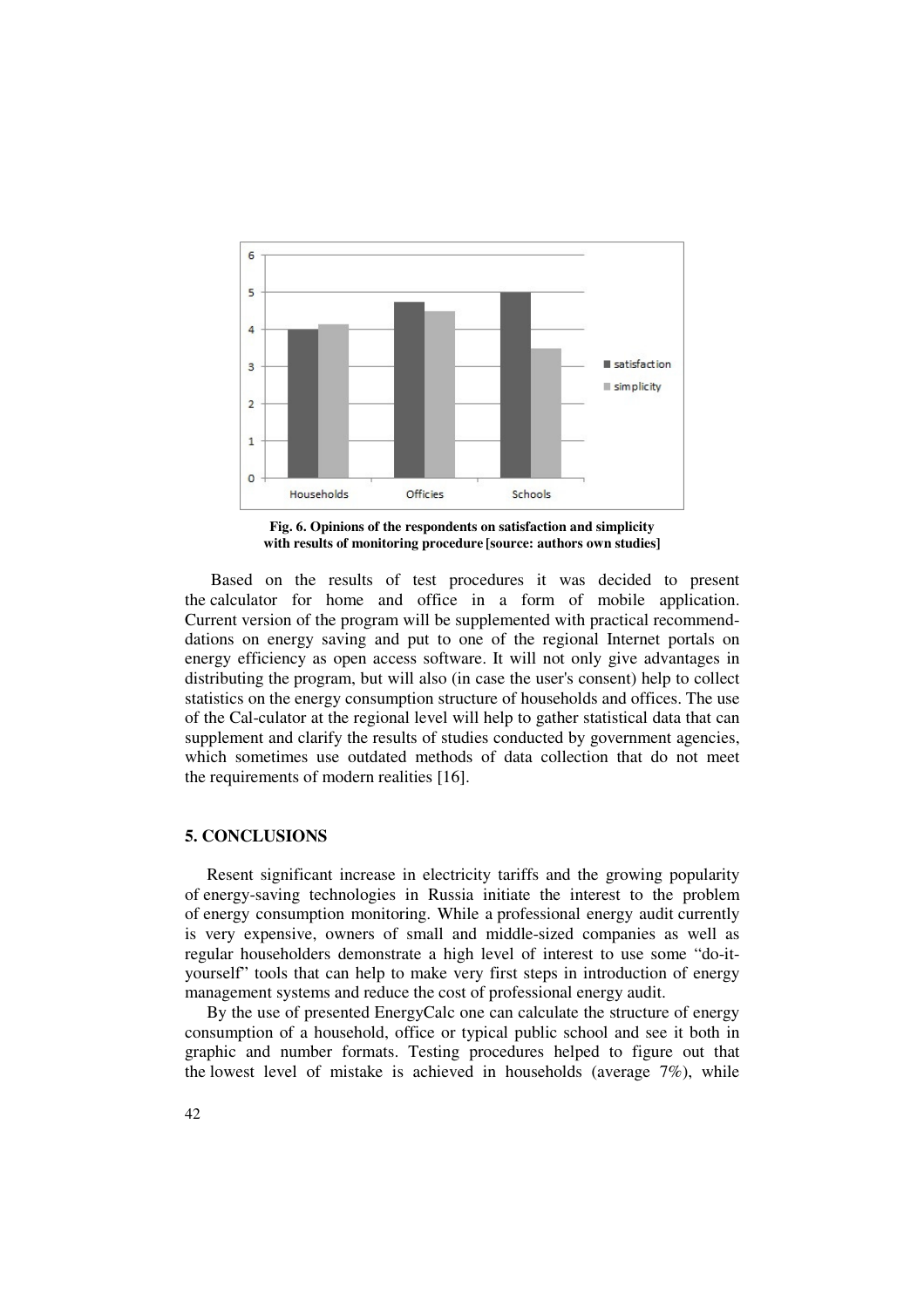**Fig. 6. Opinions of the respondents on satisfaction and simplicity with results of monitoring procedure [source: authors own studies]**

Based on the results of test procedures it was decided to present the calculator for home and office in a form of mobile application. Current version of the program will be supplemented with practical recommend-dations on energy saving and put to one of the regional Internet portals on energy efficiency as open access software. It will not only give advantages in distributing the program, but will also (in case the user's consent) help to collect statistics on the energy consumption structure of households and offices. The use of the Cal-culator at the regional level will help to gather statistical data that can supplement and clarify the results of studies conducted by government agencies, which sometimes use outdated methods of data collection that do not meet the requirements of modern realities [16].

## 5. CONCLUSIONS

Resent significant increase in electricity tariffs and the growing popularity of energy-saving technologies in Russia initiate the interest to the problem of energy consumption monitoring. While a professional energy audit currently is very expensive, owners of small and middle-sized companies as well as regular householders demonstrate a high level of interest to use some "do-it-yourself" tools that can help to make very first steps in introduction of energy management systems and reduce the cost of professional energy audit.

By the use of presented EnergyCalc one can calculate the structure of energy consumption of a household, office or typical public school and see it both in graphic and number formats. Testing procedures helped to figure out that the lowest level of mistake is achieved in households (average 7%), while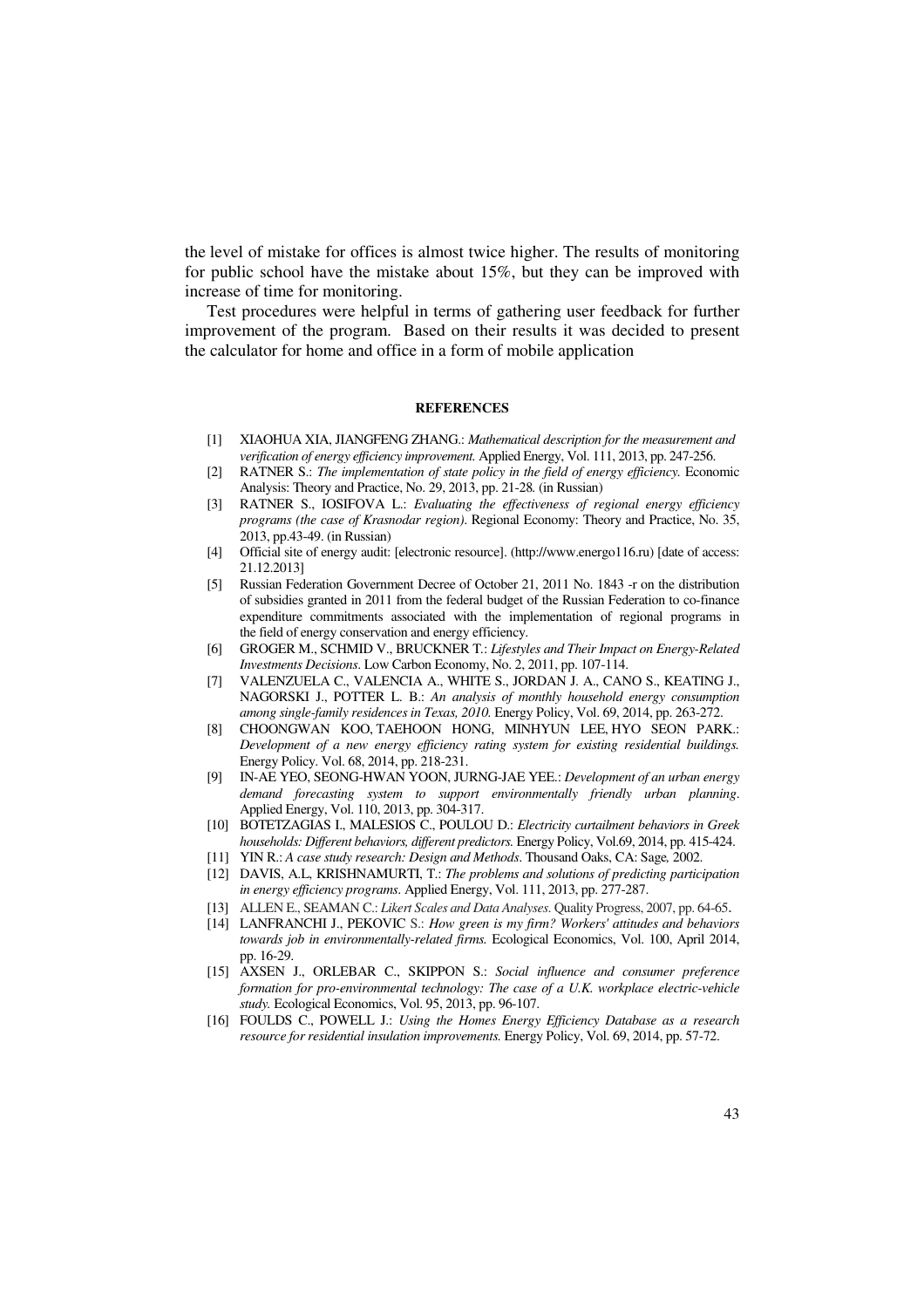the level of mistake for offices is almost twice higher. The results of monitoring for public school have the mistake about 15%, but they can be improved with increase of time for monitoring.

Test procedures were helpful in terms of gathering user feedback for further improvement of the program. Based on their results it was decided to present the calculator for home and office in a form of mobile application

#### REFERENCES

[1] XIAOHUA XIA, JIANGFENG ZHANG.: *Mathematical description for the measurement and verification of energy efficiency improvement.* Applied Energy, Vol. 111, 2013, pp. 247-256.

[2] RATNER S.: *The implementation of state policy in the field of energy efficiency.* Economic Analysis: Theory and Practice, No. 29, 2013, pp. 21-28. (in Russian)

[3] RATNER S., IOSIFOVA L.: *Evaluating the effectiveness of regional energy efficiency programs (the case of Krasnodar region).* Regional Economy: Theory and Practice, No. 35, 2013, pp.43-49. (in Russian)

[4] Official site of energy audit: [electronic resource]. (http://www.energo116.ru) [date of access: 21.12.2013]

[5] Russian Federation Government Decree of October 21, 2011 No. 1843 -r on the distribution of subsidies granted in 2011 from the federal budget of the Russian Federation to co-finance expenditure commitments associated with the implementation of regional programs in the field of energy conservation and energy efficiency.

[6] GROGER M., SCHMID V., BRUCKNER T.: *Lifestyles and Their Impact on Energy-Related Investments Decisions.* Low Carbon Economy, No. 2, 2011, pp. 107-114.

[7] VALENZUELA C., VALENCIA A., WHITE S., JORDAN J. A., CANO S., KEATING J., NAGORSKI J., POTTER L. B.: *An analysis of monthly household energy consumption among single-family residences in Texas, 2010.* Energy Policy, Vol. 69, 2014, pp. 263-272.

[8] CHOONGWAN KOO, TAEHOON HONG, MINHYUN LEE, HYO SEON PARK.: *Development of a new energy efficiency rating system for existing residential buildings.* Energy Policy. Vol. 68, 2014, pp. 218-231.

[9] IN-AE YEO, SEONG-HWAN YOON, JURNG-JAE YEE.: *Development of an urban energy demand forecasting system to support environmentally friendly urban planning.* Applied Energy, Vol. 110, 2013, pp. 304-317.

[10] BOTETZAGIAS I., MALESIOS C., POULOU D.: *Electricity curtailment behaviors in Greek households: Different behaviors, different predictors.* Energy Policy, Vol.69, 2014, pp. 415-424.

[11] YIN R.: *A case study research: Design and Methods.* Thousand Oaks, CA: Sage, 2002.

[12] DAVIS, A.L, KRISHNAMURTI, T.: *The problems and solutions of predicting participation in energy efficiency programs.* Applied Energy, Vol. 111, 2013, pp. 277-287.

[13] ALLEN E., SEAMAN C.: *Likert Scales and Data Analyses.* Quality Progress, 2007, pp. 64-65.

[14] LANFRANCHI J., PEKOVIC S.: *How green is my firm? Workers' attitudes and behaviors towards job in environmentally-related firms.* Ecological Economics, Vol. 100, April 2014, pp. 16-29.

[15] AXSEN J., ORLEBAR C., SKIPPON S.: *Social influence and consumer preference formation for pro-environmental technology: The case of a U.K. workplace electric-vehicle study.* Ecological Economics, Vol. 95, 2013, pp. 96-107.

[16] FOULDS C., POWELL J.: *Using the Homes Energy Efficiency Database as a research resource for residential insulation improvements.* Energy Policy, Vol. 69, 2014, pp. 57-72.